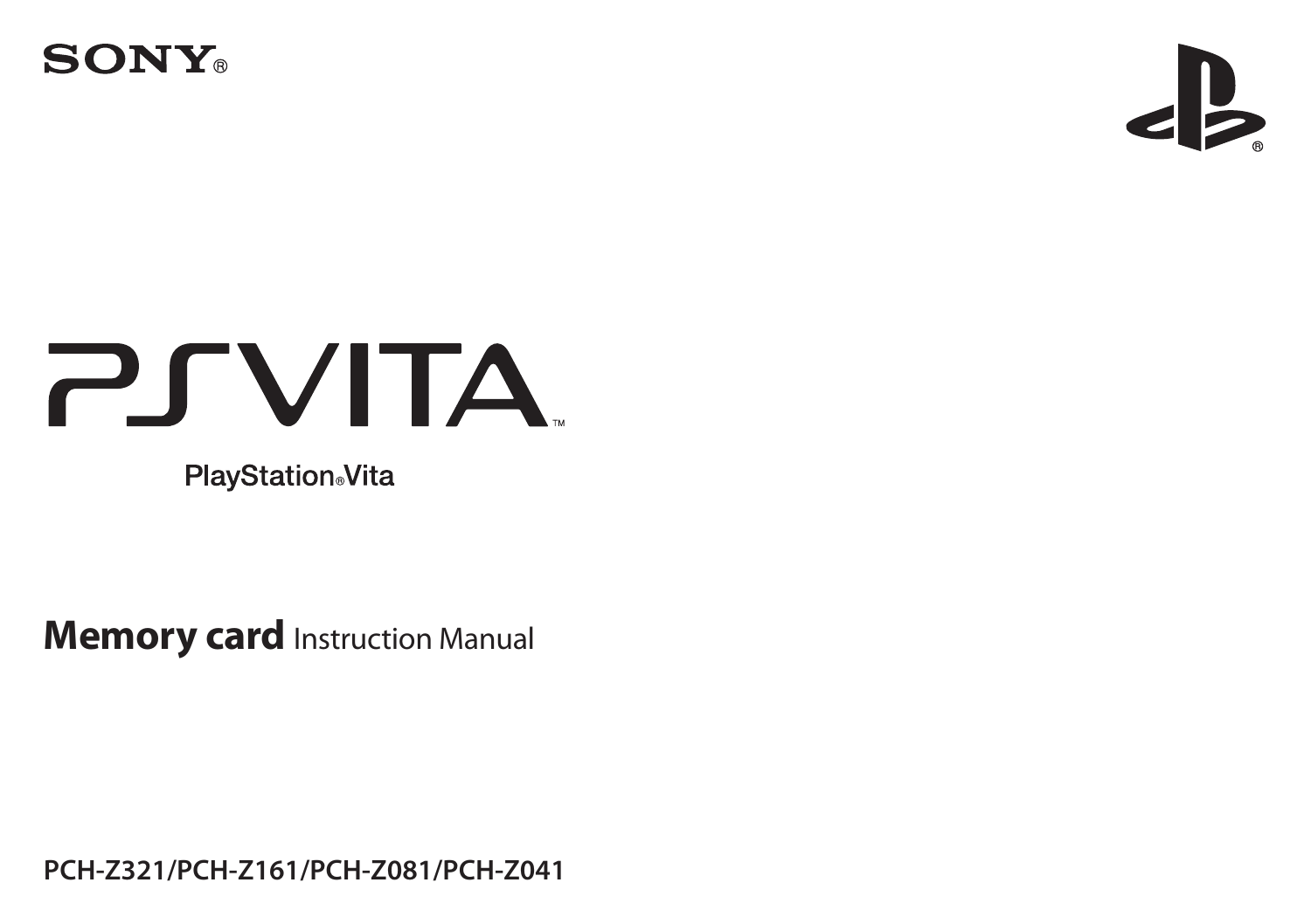SONY®

PS VITA™

PlayStation®Vita

# **Memory card** Instruction Manual

**PCH-Z321/PCH-Z161/PCH-Z081/PCH-Z041**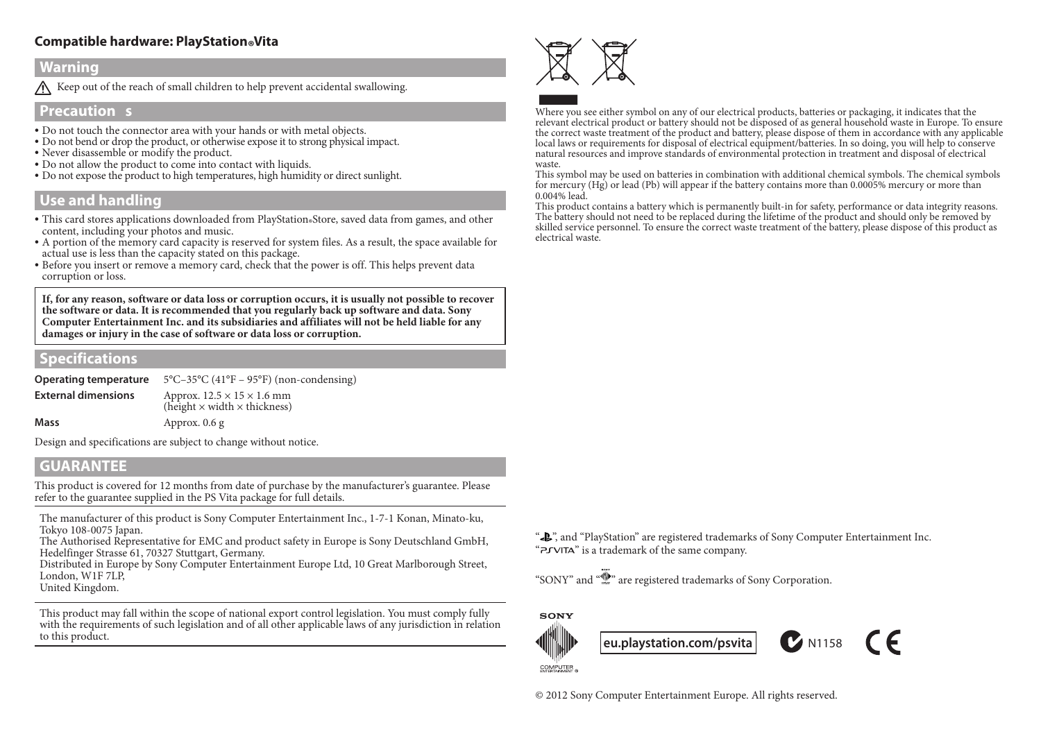**Compatible hardware: PlayStation®Vita**

## Warning

⚠ Keep out of the reach of small children to help prevent accidental swallowing.

## Precautions

- Do not touch the connector area with your hands or with metal objects.
- Do not bend or drop the product, or otherwise expose it to strong physical impact.
- Never disassemble or modify the product.
- Do not allow the product to come into contact with liquids.
- Do not expose the product to high temperatures, high humidity or direct sunlight.

## Use and handling

- This card stores applications downloaded from PlayStation®Store, saved data from games, and other content, including your photos and music.
- A portion of the memory card capacity is reserved for system files. As a result, the space available for actual use is less than the capacity stated on this package.
- Before you insert or remove a memory card, check that the power is off. This helps prevent data corruption or loss.

**If, for any reason, software or data loss or corruption occurs, it is usually not possible to recover the software or data. It is recommended that you regularly back up software and data. Sony Computer Entertainment Inc. and its subsidiaries and affiliates will not be held liable for any damages or injury in the case of software or data loss or corruption.**

## Specifications

| | |
|---|---|
| **Operating temperature** | 5°C–35°C (41°F – 95°F) (non-condensing) |
| **External dimensions** | Approx. 12.5 × 15 × 1.6 mm (height × width × thickness) |
| **Mass** | Approx. 0.6 g |

Design and specifications are subject to change without notice.

## GUARANTEE

This product is covered for 12 months from date of purchase by the manufacturer's guarantee. Please refer to the guarantee supplied in the PS Vita package for full details.

The manufacturer of this product is Sony Computer Entertainment Inc., 1-7-1 Konan, Minato-ku, Tokyo 108-0075 Japan.
The Authorised Representative for EMC and product safety in Europe is Sony Deutschland GmbH, Hedelfinger Strasse 61, 70327 Stuttgart, Germany.
Distributed in Europe by Sony Computer Entertainment Europe Ltd, 10 Great Marlborough Street, London, W1F 7LP,
United Kingdom.

This product may fall within the scope of national export control legislation. You must comply fully with the requirements of such legislation and of all other applicable laws of any jurisdiction in relation to this product.

Where you see either symbol on any of our electrical products, batteries or packaging, it indicates that the relevant electrical product or battery should not be disposed of as general household waste in Europe. To ensure the correct waste treatment of the product and battery, please dispose of them in accordance with any applicable local laws or requirements for disposal of electrical equipment/batteries. In so doing, you will help to conserve natural resources and improve standards of environmental protection in treatment and disposal of electrical waste.
This symbol may be used on batteries in combination with additional chemical symbols. The chemical symbols for mercury (Hg) or lead (Pb) will appear if the battery contains more than 0.0005% mercury or more than 0.004% lead.
This product contains a battery which is permanently built-in for safety, performance or data integrity reasons. The battery should not need to be replaced during the lifetime of the product and should only be removed by skilled service personnel. To ensure the correct waste treatment of the battery, please dispose of this product as electrical waste.

"PS logo", and "PlayStation" are registered trademarks of Sony Computer Entertainment Inc.
"PSVITA" is a trademark of the same company.

"SONY" and "Sony Computer Entertainment logo" are registered trademarks of Sony Corporation.

SONY COMPUTER ENTERTAINMENT

**eu.playstation.com/psvita**

N1158 CE

© 2012 Sony Computer Entertainment Europe. All rights reserved.